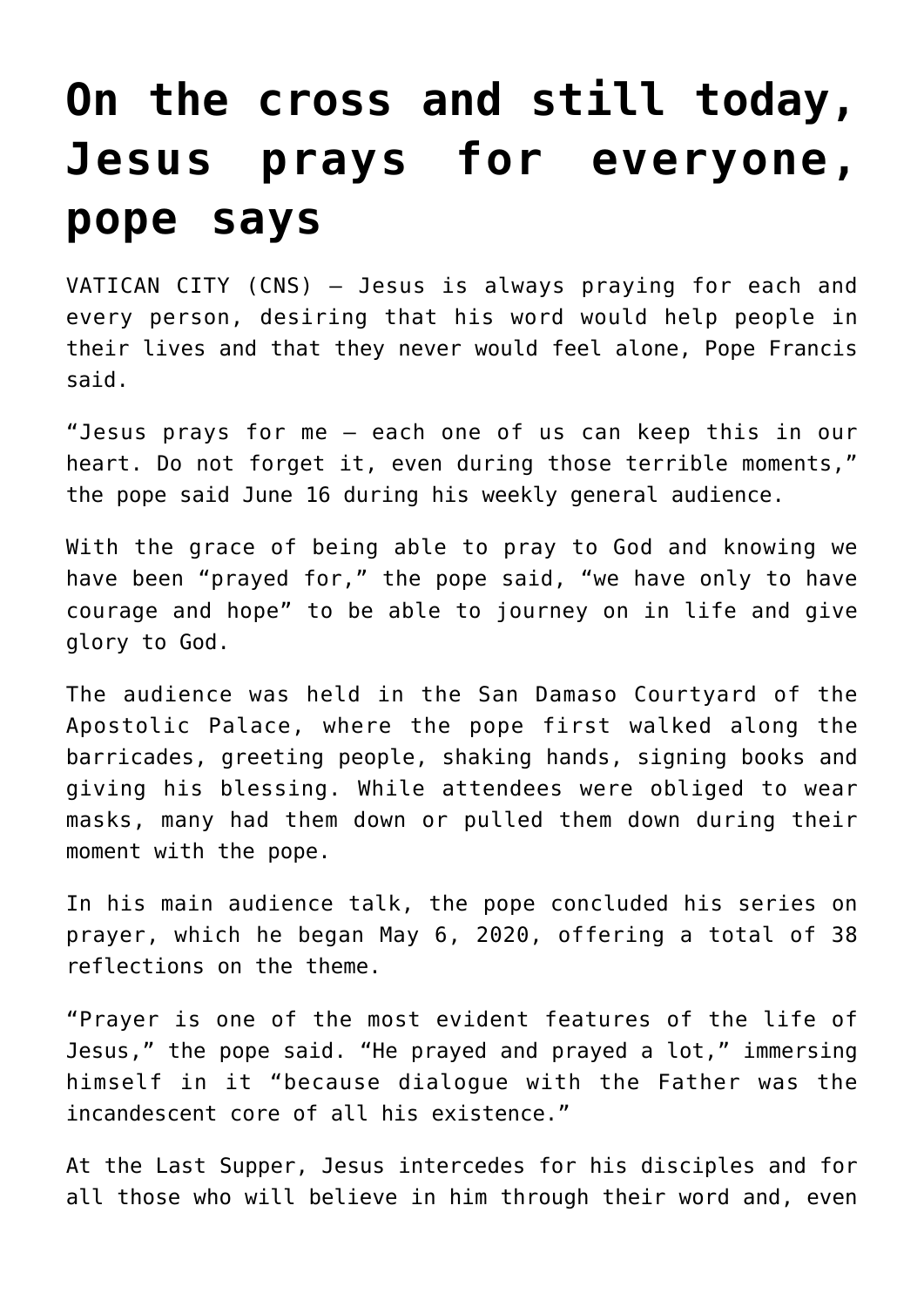# On the cross and still today, Jesus prays for everyone, pope says

VATICAN CITY (CNS) — Jesus is always praying for each and every person, desiring that his word would help people in their lives and that they never would feel alone, Pope Francis said.

"Jesus prays for me — each one of us can keep this in our heart. Do not forget it, even during those terrible moments," the pope said June 16 during his weekly general audience.

With the grace of being able to pray to God and knowing we have been "prayed for," the pope said, "we have only to have courage and hope" to be able to journey on in life and give glory to God.

The audience was held in the San Damaso Courtyard of the Apostolic Palace, where the pope first walked along the barricades, greeting people, shaking hands, signing books and giving his blessing. While attendees were obliged to wear masks, many had them down or pulled them down during their moment with the pope.

In his main audience talk, the pope concluded his series on prayer, which he began May 6, 2020, offering a total of 38 reflections on the theme.

"Prayer is one of the most evident features of the life of Jesus," the pope said. "He prayed and prayed a lot," immersing himself in it "because dialogue with the Father was the incandescent core of all his existence."

At the Last Supper, Jesus intercedes for his disciples and for all those who will believe in him through their word and, even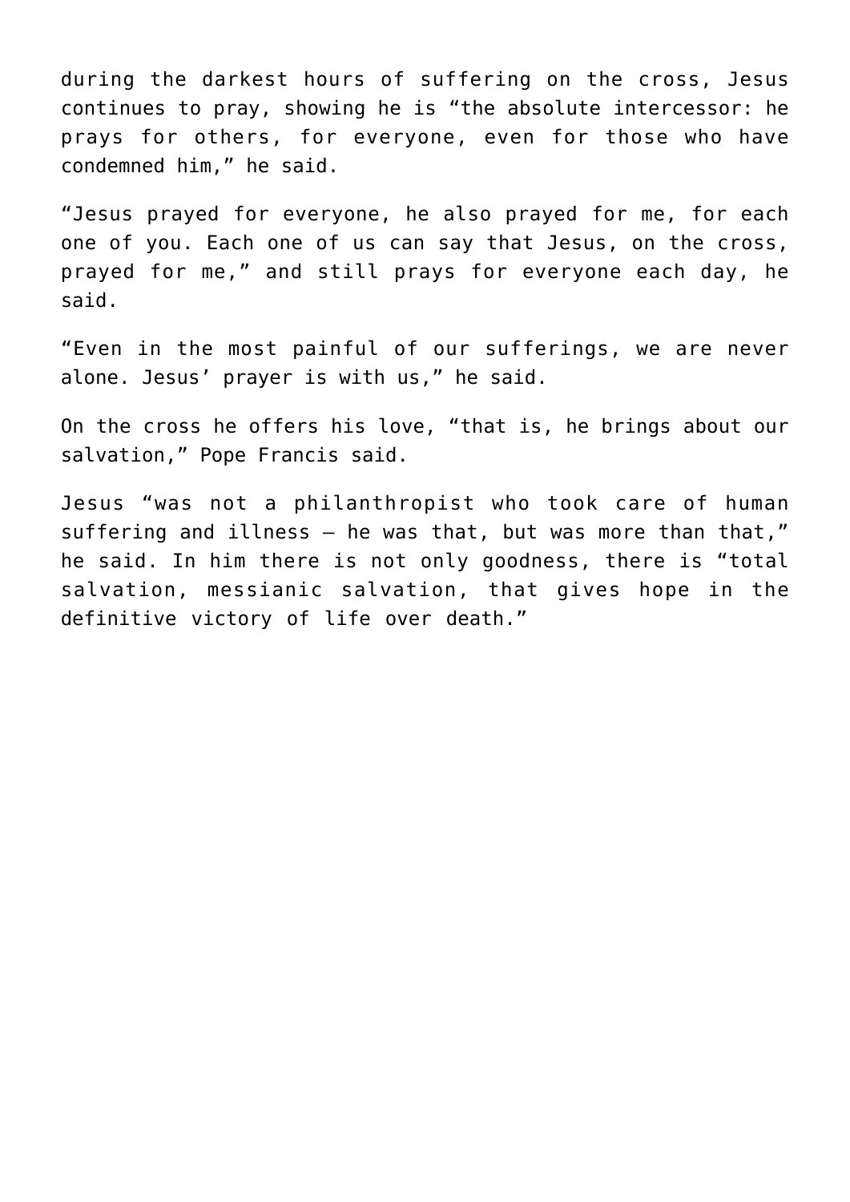during the darkest hours of suffering on the cross, Jesus continues to pray, showing he is "the absolute intercessor: he prays for others, for everyone, even for those who have condemned him," he said.

"Jesus prayed for everyone, he also prayed for me, for each one of you. Each one of us can say that Jesus, on the cross, prayed for me," and still prays for everyone each day, he said.

"Even in the most painful of our sufferings, we are never alone. Jesus' prayer is with us," he said.

On the cross he offers his love, "that is, he brings about our salvation," Pope Francis said.

Jesus "was not a philanthropist who took care of human suffering and illness — he was that, but was more than that," he said. In him there is not only goodness, there is "total salvation, messianic salvation, that gives hope in the definitive victory of life over death."